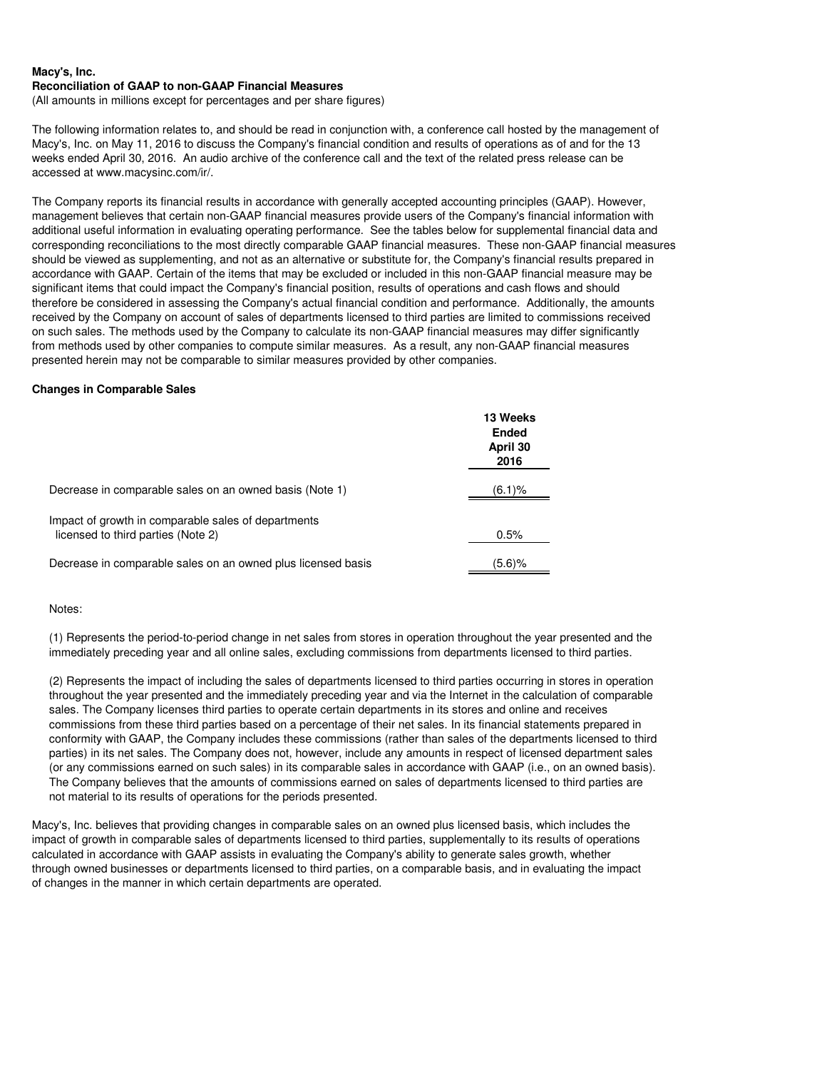**Macy's, Inc.**
**Reconciliation of GAAP to non-GAAP Financial Measures**
(All amounts in millions except for percentages and per share figures)

The following information relates to, and should be read in conjunction with, a conference call hosted by the management of Macy's, Inc. on May 11, 2016 to discuss the Company's financial condition and results of operations as of and for the 13 weeks ended April 30, 2016. An audio archive of the conference call and the text of the related press release can be accessed at www.macysinc.com/ir/.

The Company reports its financial results in accordance with generally accepted accounting principles (GAAP). However, management believes that certain non-GAAP financial measures provide users of the Company's financial information with additional useful information in evaluating operating performance. See the tables below for supplemental financial data and corresponding reconciliations to the most directly comparable GAAP financial measures. These non-GAAP financial measures should be viewed as supplementing, and not as an alternative or substitute for, the Company's financial results prepared in accordance with GAAP. Certain of the items that may be excluded or included in this non-GAAP financial measure may be significant items that could impact the Company's financial position, results of operations and cash flows and should therefore be considered in assessing the Company's actual financial condition and performance. Additionally, the amounts received by the Company on account of sales of departments licensed to third parties are limited to commissions received on such sales. The methods used by the Company to calculate its non-GAAP financial measures may differ significantly from methods used by other companies to compute similar measures. As a result, any non-GAAP financial measures presented herein may not be comparable to similar measures provided by other companies.

**Changes in Comparable Sales**

| | 13 Weeks Ended April 30 2016 |
|---|---|
| Decrease in comparable sales on an owned basis (Note 1) | (6.1)% |
| Impact of growth in comparable sales of departments licensed to third parties (Note 2) | 0.5% |
| Decrease in comparable sales on an owned plus licensed basis | (5.6)% |

Notes:

(1) Represents the period-to-period change in net sales from stores in operation throughout the year presented and the immediately preceding year and all online sales, excluding commissions from departments licensed to third parties.

(2) Represents the impact of including the sales of departments licensed to third parties occurring in stores in operation throughout the year presented and the immediately preceding year and via the Internet in the calculation of comparable sales. The Company licenses third parties to operate certain departments in its stores and online and receives commissions from these third parties based on a percentage of their net sales. In its financial statements prepared in conformity with GAAP, the Company includes these commissions (rather than sales of the departments licensed to third parties) in its net sales. The Company does not, however, include any amounts in respect of licensed department sales (or any commissions earned on such sales) in its comparable sales in accordance with GAAP (i.e., on an owned basis). The Company believes that the amounts of commissions earned on sales of departments licensed to third parties are not material to its results of operations for the periods presented.

Macy's, Inc. believes that providing changes in comparable sales on an owned plus licensed basis, which includes the impact of growth in comparable sales of departments licensed to third parties, supplementally to its results of operations calculated in accordance with GAAP assists in evaluating the Company's ability to generate sales growth, whether through owned businesses or departments licensed to third parties, on a comparable basis, and in evaluating the impact of changes in the manner in which certain departments are operated.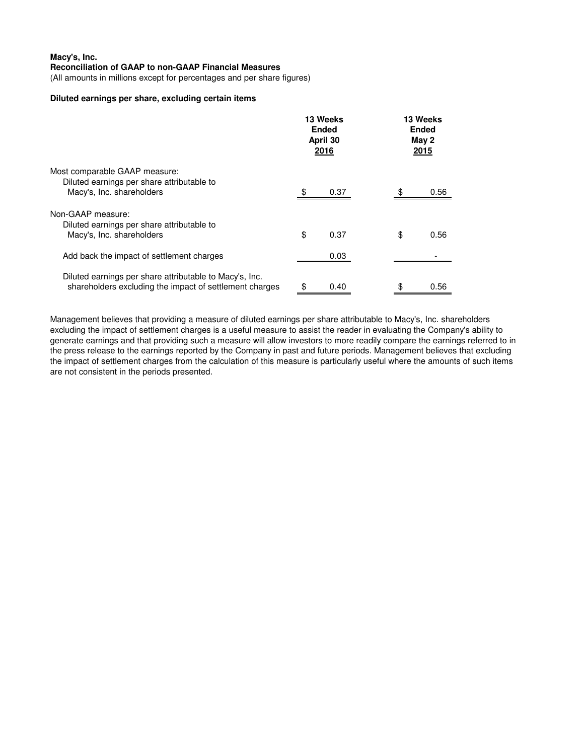**Macy's, Inc.**
**Reconciliation of GAAP to non-GAAP Financial Measures**
(All amounts in millions except for percentages and per share figures)

**Diluted earnings per share, excluding certain items**

| | 13 Weeks Ended April 30 2016 | 13 Weeks Ended May 2 2015 |
|---|---|---|
| Most comparable GAAP measure: | | |
| Diluted earnings per share attributable to Macy's, Inc. shareholders | $ 0.37 | $ 0.56 |
| Non-GAAP measure: | | |
| Diluted earnings per share attributable to Macy's, Inc. shareholders | $ 0.37 | $ 0.56 |
| Add back the impact of settlement charges | 0.03 | - |
| Diluted earnings per share attributable to Macy's, Inc. shareholders excluding the impact of settlement charges | $ 0.40 | $ 0.56 |

Management believes that providing a measure of diluted earnings per share attributable to Macy's, Inc. shareholders excluding the impact of settlement charges is a useful measure to assist the reader in evaluating the Company's ability to generate earnings and that providing such a measure will allow investors to more readily compare the earnings referred to in the press release to the earnings reported by the Company in past and future periods. Management believes that excluding the impact of settlement charges from the calculation of this measure is particularly useful where the amounts of such items are not consistent in the periods presented.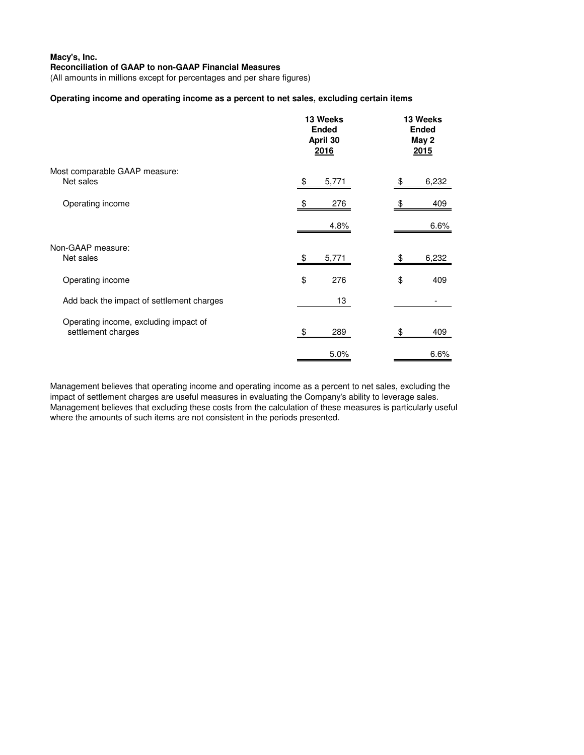**Macy's, Inc.**
**Reconciliation of GAAP to non-GAAP Financial Measures**
(All amounts in millions except for percentages and per share figures)

**Operating income and operating income as a percent to net sales, excluding certain items**

| | 13 Weeks Ended April 30 2016 | 13 Weeks Ended May 2 2015 |
|---|---|---|
| Most comparable GAAP measure: | | |
| Net sales | $ 5,771 | $ 6,232 |
| Operating income | $ 276 | $ 409 |
| | 4.8% | 6.6% |
| Non-GAAP measure: | | |
| Net sales | $ 5,771 | $ 6,232 |
| Operating income | $ 276 | $ 409 |
| Add back the impact of settlement charges | 13 | - |
| Operating income, excluding impact of settlement charges | $ 289 | $ 409 |
| | 5.0% | 6.6% |

Management believes that operating income and operating income as a percent to net sales, excluding the impact of settlement charges are useful measures in evaluating the Company's ability to leverage sales. Management believes that excluding these costs from the calculation of these measures is particularly useful where the amounts of such items are not consistent in the periods presented.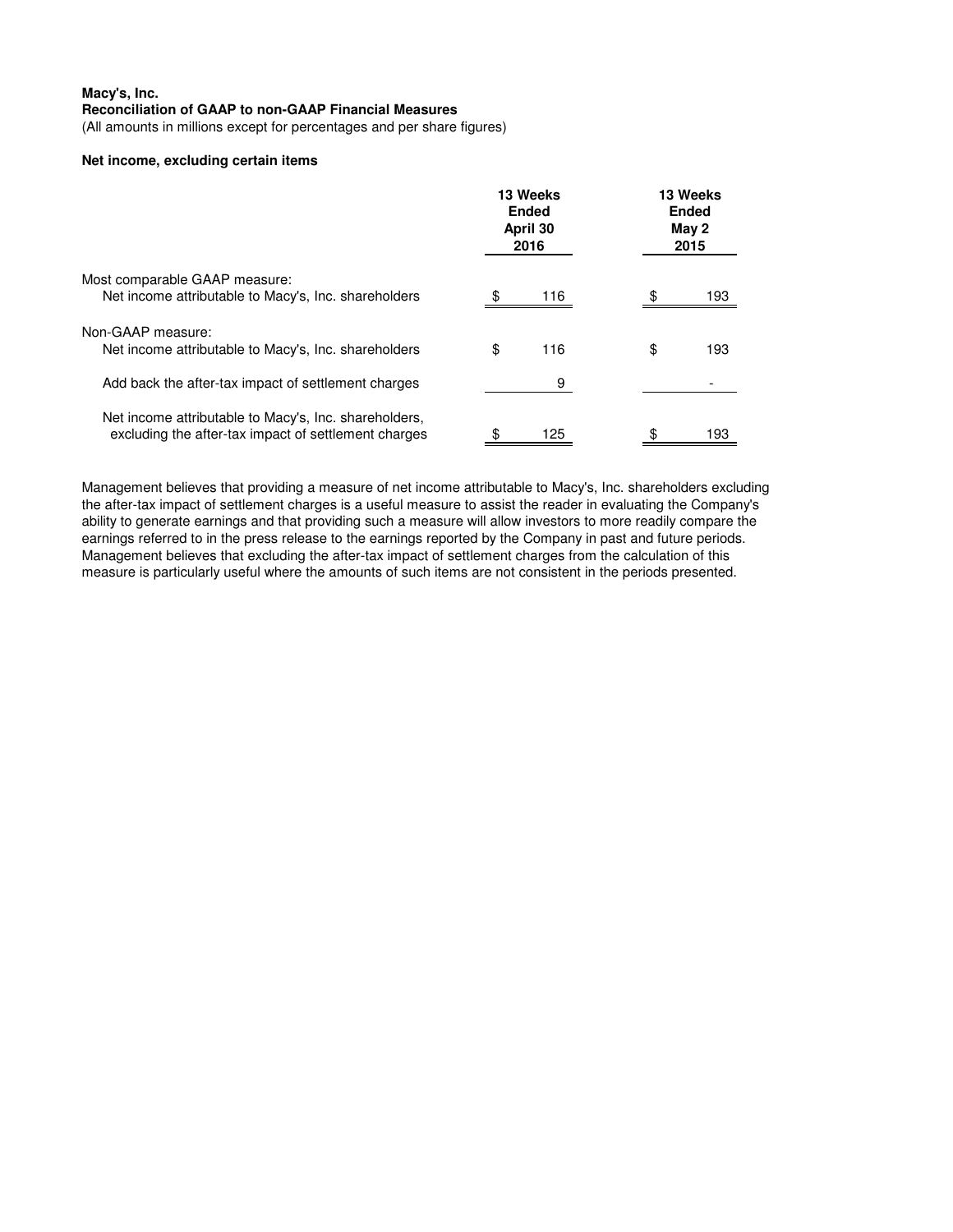**Macy's, Inc.**
**Reconciliation of GAAP to non-GAAP Financial Measures**
(All amounts in millions except for percentages and per share figures)

**Net income, excluding certain items**

| | 13 Weeks Ended April 30 2016 | 13 Weeks Ended May 2 2015 |
|---|---|---|
| Most comparable GAAP measure: | | |
| Net income attributable to Macy's, Inc. shareholders | $ 116 | $ 193 |
| Non-GAAP measure: | | |
| Net income attributable to Macy's, Inc. shareholders | $ 116 | $ 193 |
| Add back the after-tax impact of settlement charges | 9 | - |
| Net income attributable to Macy's, Inc. shareholders, excluding the after-tax impact of settlement charges | $ 125 | $ 193 |

Management believes that providing a measure of net income attributable to Macy's, Inc. shareholders excluding the after-tax impact of settlement charges is a useful measure to assist the reader in evaluating the Company's ability to generate earnings and that providing such a measure will allow investors to more readily compare the earnings referred to in the press release to the earnings reported by the Company in past and future periods. Management believes that excluding the after-tax impact of settlement charges from the calculation of this measure is particularly useful where the amounts of such items are not consistent in the periods presented.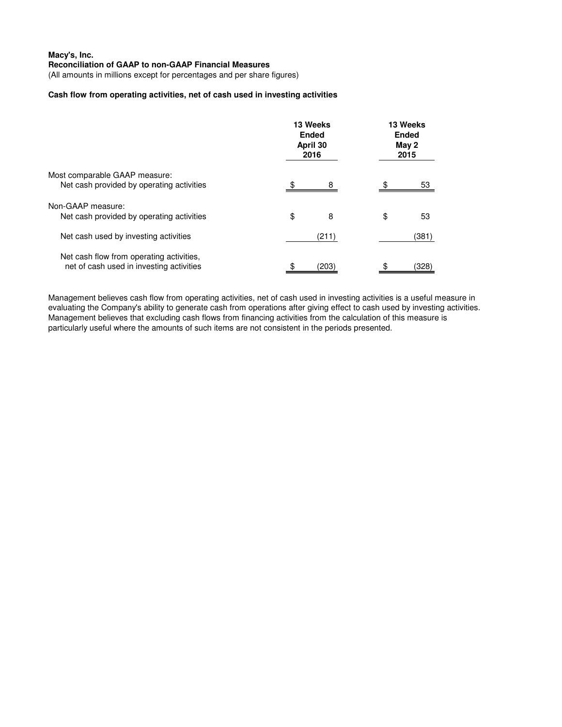**Macy's, Inc.**
**Reconciliation of GAAP to non-GAAP Financial Measures**
(All amounts in millions except for percentages and per share figures)

**Cash flow from operating activities, net of cash used in investing activities**

| | 13 Weeks Ended April 30 2016 | 13 Weeks Ended May 2 2015 |
|---|---|---|
| Most comparable GAAP measure: | | |
| Net cash provided by operating activities | $ 8 | $ 53 |
| Non-GAAP measure: | | |
| Net cash provided by operating activities | $ 8 | $ 53 |
| Net cash used by investing activities | (211) | (381) |
| Net cash flow from operating activities, net of cash used in investing activities | $ (203) | $ (328) |

Management believes cash flow from operating activities, net of cash used in investing activities is a useful measure in evaluating the Company's ability to generate cash from operations after giving effect to cash used by investing activities. Management believes that excluding cash flows from financing activities from the calculation of this measure is particularly useful where the amounts of such items are not consistent in the periods presented.